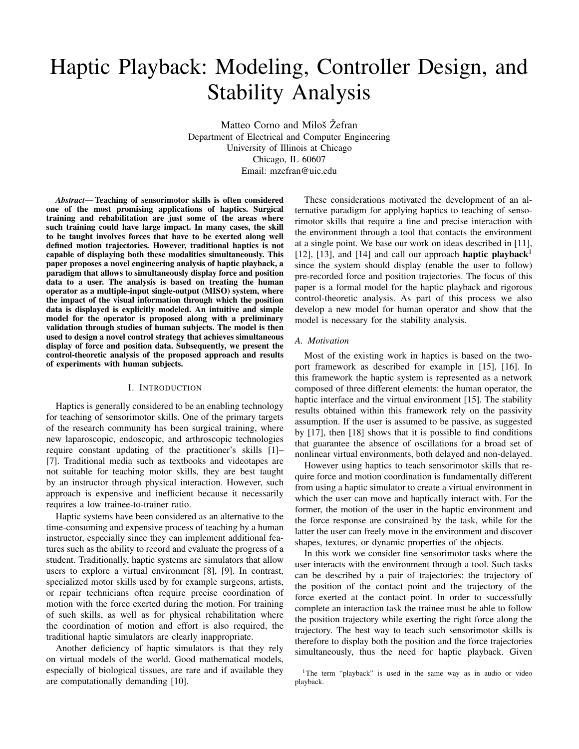# Haptic Playback: Modeling, Controller Design, and Stability Analysis

Matteo Corno and Miloš Žefran
Department of Electrical and Computer Engineering
University of Illinois at Chicago
Chicago, IL 60607
Email: mzefran@uic.edu

***Abstract*— Teaching of sensorimotor skills is often considered one of the most promising applications of haptics. Surgical training and rehabilitation are just some of the areas where such training could have large impact. In many cases, the skill to be taught involves forces that have to be exerted along well defined motion trajectories. However, traditional haptics is not capable of displaying both these modalities simultaneously. This paper proposes a novel engineering analysis of haptic playback, a paradigm that allows to simultaneously display force and position data to a user. The analysis is based on treating the human operator as a multiple-input single-output (MISO) system, where the impact of the visual information through which the position data is displayed is explicitly modeled. An intuitive and simple model for the operator is proposed along with a preliminary validation through studies of human subjects. The model is then used to design a novel control strategy that achieves simultaneous display of force and position data. Subsequently, we present the control-theoretic analysis of the proposed approach and results of experiments with human subjects.**

## I. Introduction

Haptics is generally considered to be an enabling technology for teaching of sensorimotor skills. One of the primary targets of the research community has been surgical training, where new laparoscopic, endoscopic, and arthroscopic technologies require constant updating of the practitioner's skills [1]–[7]. Traditional media such as textbooks and videotapes are not suitable for teaching motor skills, they are best taught by an instructor through physical interaction. However, such approach is expensive and inefficient because it necessarily requires a low trainee-to-trainer ratio.

Haptic systems have been considered as an alternative to the time-consuming and expensive process of teaching by a human instructor, especially since they can implement additional features such as the ability to record and evaluate the progress of a student. Traditionally, haptic systems are simulators that allow users to explore a virtual environment [8], [9]. In contrast, specialized motor skills used by for example surgeons, artists, or repair technicians often require precise coordination of motion with the force exerted during the motion. For training of such skills, as well as for physical rehabilitation where the coordination of motion and effort is also required, the traditional haptic simulators are clearly inappropriate.

Another deficiency of haptic simulators is that they rely on virtual models of the world. Good mathematical models, especially of biological tissues, are rare and if available they are computationally demanding [10].

These considerations motivated the development of an alternative paradigm for applying haptics to teaching of sensorimotor skills that require a fine and precise interaction with the environment through a tool that contacts the environment at a single point. We base our work on ideas described in [11], [12], [13], and [14] and call our approach **haptic playback**[1] since the system should display (enable the user to follow) pre-recorded force and position trajectories. The focus of this paper is a formal model for the haptic playback and rigorous control-theoretic analysis. As part of this process we also develop a new model for human operator and show that the model is necessary for the stability analysis.

### A. Motivation

Most of the existing work in haptics is based on the two-port framework as described for example in [15], [16]. In this framework the haptic system is represented as a network composed of three different elements: the human operator, the haptic interface and the virtual environment [15]. The stability results obtained within this framework rely on the passivity assumption. If the user is assumed to be passive, as suggested by [17], then [18] shows that it is possible to find conditions that guarantee the absence of oscillations for a broad set of nonlinear virtual environments, both delayed and non-delayed.

However using haptics to teach sensorimotor skills that require force and motion coordination is fundamentally different from using a haptic simulator to create a virtual environment in which the user can move and haptically interact with. For the former, the motion of the user in the haptic environment and the force response are constrained by the task, while for the latter the user can freely move in the environment and discover shapes, textures, or dynamic properties of the objects.

In this work we consider fine sensorimotor tasks where the user interacts with the environment through a tool. Such tasks can be described by a pair of trajectories: the trajectory of the position of the contact point and the trajectory of the force exerted at the contact point. In order to successfully complete an interaction task the trainee must be able to follow the position trajectory while exerting the right force along the trajectory. The best way to teach such sensorimotor skills is therefore to display both the position and the force trajectories simultaneously, thus the need for haptic playback. Given

[1] The term "playback" is used in the same way as in audio or video playback.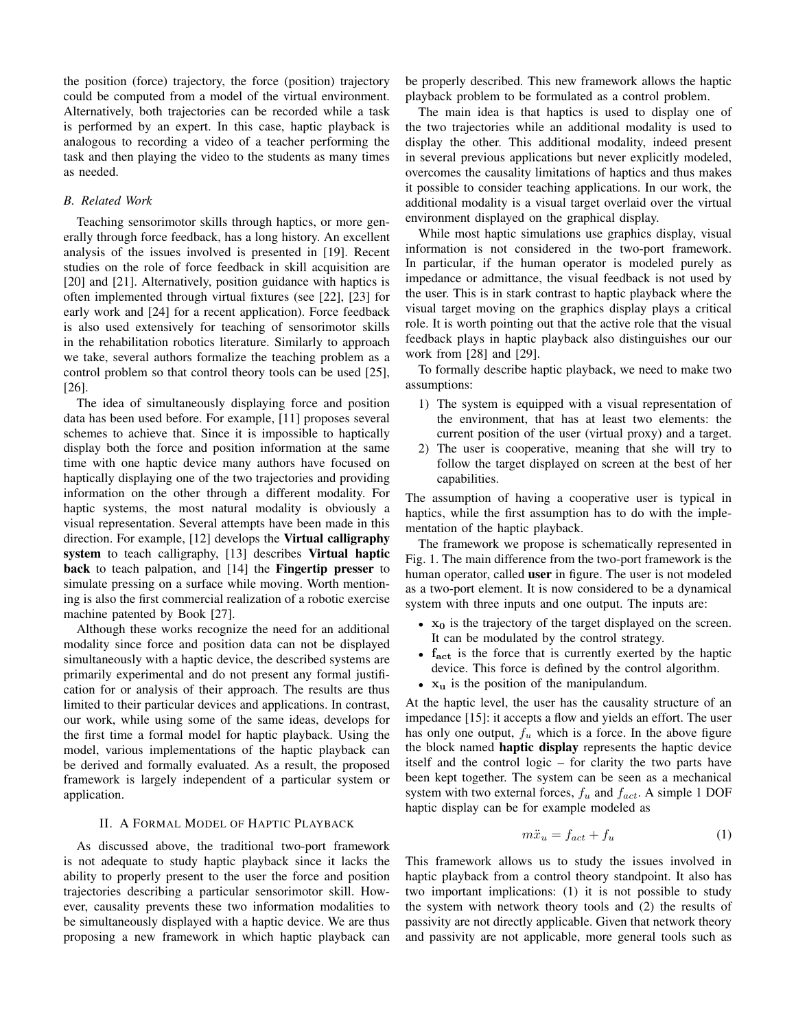the position (force) trajectory, the force (position) trajectory could be computed from a model of the virtual environment. Alternatively, both trajectories can be recorded while a task is performed by an expert. In this case, haptic playback is analogous to recording a video of a teacher performing the task and then playing the video to the students as many times as needed.

### B. Related Work

Teaching sensorimotor skills through haptics, or more generally through force feedback, has a long history. An excellent analysis of the issues involved is presented in [19]. Recent studies on the role of force feedback in skill acquisition are [20] and [21]. Alternatively, position guidance with haptics is often implemented through virtual fixtures (see [22], [23] for early work and [24] for a recent application). Force feedback is also used extensively for teaching of sensorimotor skills in the rehabilitation robotics literature. Similarly to approach we take, several authors formalize the teaching problem as a control problem so that control theory tools can be used [25], [26].

The idea of simultaneously displaying force and position data has been used before. For example, [11] proposes several schemes to achieve that. Since it is impossible to haptically display both the force and position information at the same time with one haptic device many authors have focused on haptically displaying one of the two trajectories and providing information on the other through a different modality. For haptic systems, the most natural modality is obviously a visual representation. Several attempts have been made in this direction. For example, [12] develops the **Virtual calligraphy system** to teach calligraphy, [13] describes **Virtual haptic back** to teach palpation, and [14] the **Fingertip presser** to simulate pressing on a surface while moving. Worth mentioning is also the first commercial realization of a robotic exercise machine patented by Book [27].

Although these works recognize the need for an additional modality since force and position data can not be displayed simultaneously with a haptic device, the described systems are primarily experimental and do not present any formal justification for or analysis of their approach. The results are thus limited to their particular devices and applications. In contrast, our work, while using some of the same ideas, develops for the first time a formal model for haptic playback. Using the model, various implementations of the haptic playback can be derived and formally evaluated. As a result, the proposed framework is largely independent of a particular system or application.

## II. A Formal Model of Haptic Playback

As discussed above, the traditional two-port framework is not adequate to study haptic playback since it lacks the ability to properly present to the user the force and position trajectories describing a particular sensorimotor skill. However, causality prevents these two information modalities to be simultaneously displayed with a haptic device. We are thus proposing a new framework in which haptic playback can be properly described. This new framework allows the haptic playback problem to be formulated as a control problem.

The main idea is that haptics is used to display one of the two trajectories while an additional modality is used to display the other. This additional modality, indeed present in several previous applications but never explicitly modeled, overcomes the causality limitations of haptics and thus makes it possible to consider teaching applications. In our work, the additional modality is a visual target overlaid over the virtual environment displayed on the graphical display.

While most haptic simulations use graphics display, visual information is not considered in the two-port framework. In particular, if the human operator is modeled purely as impedance or admittance, the visual feedback is not used by the user. This is in stark contrast to haptic playback where the visual target moving on the graphics display plays a critical role. It is worth pointing out that the active role that the visual feedback plays in haptic playback also distinguishes our our work from [28] and [29].

To formally describe haptic playback, we need to make two assumptions:

1) The system is equipped with a visual representation of the environment, that has at least two elements: the current position of the user (virtual proxy) and a target.
2) The user is cooperative, meaning that she will try to follow the target displayed on screen at the best of her capabilities.

The assumption of having a cooperative user is typical in haptics, while the first assumption has to do with the implementation of the haptic playback.

The framework we propose is schematically represented in Fig. 1. The main difference from the two-port framework is the human operator, called **user** in figure. The user is not modeled as a two-port element. It is now considered to be a dynamical system with three inputs and one output. The inputs are:

- $\mathbf{x_0}$ is the trajectory of the target displayed on the screen. It can be modulated by the control strategy.
- $\mathbf{f_{act}}$ is the force that is currently exerted by the haptic device. This force is defined by the control algorithm.
- $\mathbf{x_u}$ is the position of the manipulandum.

At the haptic level, the user has the causality structure of an impedance [15]: it accepts a flow and yields an effort. The user has only one output, $f_u$ which is a force. In the above figure the block named **haptic display** represents the haptic device itself and the control logic – for clarity the two parts have been kept together. The system can be seen as a mechanical system with two external forces, $f_u$ and $f_{act}$. A simple 1 DOF haptic display can be for example modeled as

$$m\ddot{x}_u = f_{act} + f_u \tag{1}$$

This framework allows us to study the issues involved in haptic playback from a control theory standpoint. It also has two important implications: (1) it is not possible to study the system with network theory tools and (2) the results of passivity are not directly applicable. Given that network theory and passivity are not applicable, more general tools such as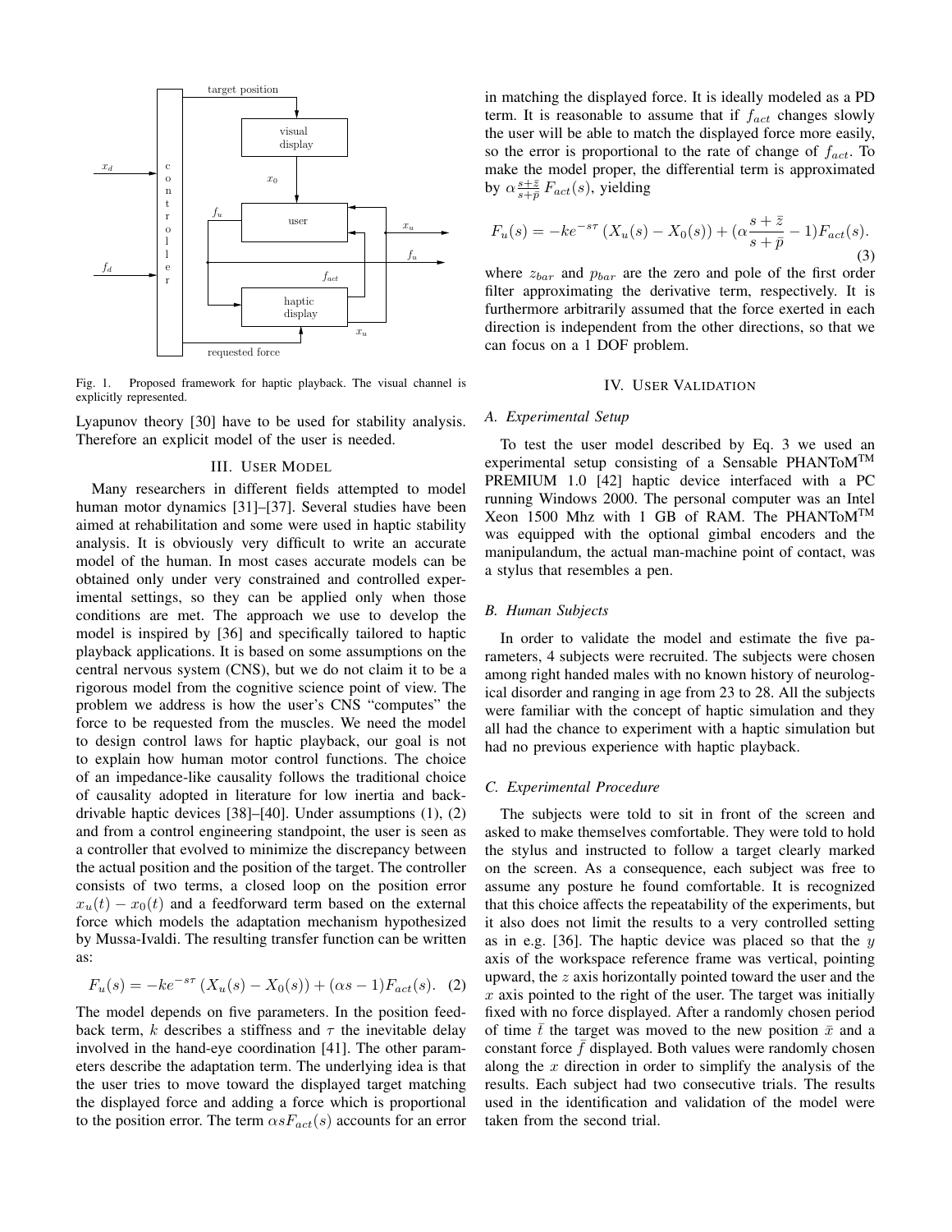Fig. 1. Proposed framework for haptic playback. The visual channel is explicitly represented.

Lyapunov theory [30] have to be used for stability analysis. Therefore an explicit model of the user is needed.

## III. User Model

Many researchers in different fields attempted to model human motor dynamics [31]–[37]. Several studies have been aimed at rehabilitation and some were used in haptic stability analysis. It is obviously very difficult to write an accurate model of the human. In most cases accurate models can be obtained only under very constrained and controlled experimental settings, so they can be applied only when those conditions are met. The approach we use to develop the model is inspired by [36] and specifically tailored to haptic playback applications. It is based on some assumptions on the central nervous system (CNS), but we do not claim it to be a rigorous model from the cognitive science point of view. The problem we address is how the user's CNS "computes" the force to be requested from the muscles. We need the model to design control laws for haptic playback, our goal is not to explain how human motor control functions. The choice of an impedance-like causality follows the traditional choice of causality adopted in literature for low inertia and back-drivable haptic devices [38]–[40]. Under assumptions (1), (2) and from a control engineering standpoint, the user is seen as a controller that evolved to minimize the discrepancy between the actual position and the position of the target. The controller consists of two terms, a closed loop on the position error $x_u(t) - x_0(t)$ and a feedforward term based on the external force which models the adaptation mechanism hypothesized by Mussa-Ivaldi. The resulting transfer function can be written as:

$$F_u(s) = -ke^{-s\tau}\left(X_u(s) - X_0(s)\right) + (\alpha s - 1)F_{act}(s). \quad (2)$$

The model depends on five parameters. In the position feedback term, $k$ describes a stiffness and $\tau$ the inevitable delay involved in the hand-eye coordination [41]. The other parameters describe the adaptation term. The underlying idea is that the user tries to move toward the displayed target matching the displayed force and adding a force which is proportional to the position error. The term $\alpha s F_{act}(s)$ accounts for an error in matching the displayed force. It is ideally modeled as a PD term. It is reasonable to assume that if $f_{act}$ changes slowly the user will be able to match the displayed force more easily, so the error is proportional to the rate of change of $f_{act}$. To make the model proper, the differential term is approximated by $\alpha \frac{s+\bar{z}}{s+\bar{p}} F_{act}(s)$, yielding

$$F_u(s) = -ke^{-s\tau}\left(X_u(s) - X_0(s)\right) + (\alpha \frac{s+\bar{z}}{s+\bar{p}} - 1)F_{act}(s). \quad (3)$$

where $z_{bar}$ and $p_{bar}$ are the zero and pole of the first order filter approximating the derivative term, respectively. It is furthermore arbitrarily assumed that the force exerted in each direction is independent from the other directions, so that we can focus on a 1 DOF problem.

## IV. User Validation

### A. Experimental Setup

To test the user model described by Eq. 3 we used an experimental setup consisting of a Sensable PHANToM™ PREMIUM 1.0 [42] haptic device interfaced with a PC running Windows 2000. The personal computer was an Intel Xeon 1500 Mhz with 1 GB of RAM. The PHANToM™ was equipped with the optional gimbal encoders and the manipulandum, the actual man-machine point of contact, was a stylus that resembles a pen.

### B. Human Subjects

In order to validate the model and estimate the five parameters, 4 subjects were recruited. The subjects were chosen among right handed males with no known history of neurological disorder and ranging in age from 23 to 28. All the subjects were familiar with the concept of haptic simulation and they all had the chance to experiment with a haptic simulation but had no previous experience with haptic playback.

### C. Experimental Procedure

The subjects were told to sit in front of the screen and asked to make themselves comfortable. They were told to hold the stylus and instructed to follow a target clearly marked on the screen. As a consequence, each subject was free to assume any posture he found comfortable. It is recognized that this choice affects the repeatability of the experiments, but it also does not limit the results to a very controlled setting as in e.g. [36]. The haptic device was placed so that the $y$ axis of the workspace reference frame was vertical, pointing upward, the $z$ axis horizontally pointed toward the user and the $x$ axis pointed to the right of the user. The target was initially fixed with no force displayed. After a randomly chosen period of time $\bar{t}$ the target was moved to the new position $\bar{x}$ and a constant force $\bar{f}$ displayed. Both values were randomly chosen along the $x$ direction in order to simplify the analysis of the results. Each subject had two consecutive trials. The results used in the identification and validation of the model were taken from the second trial.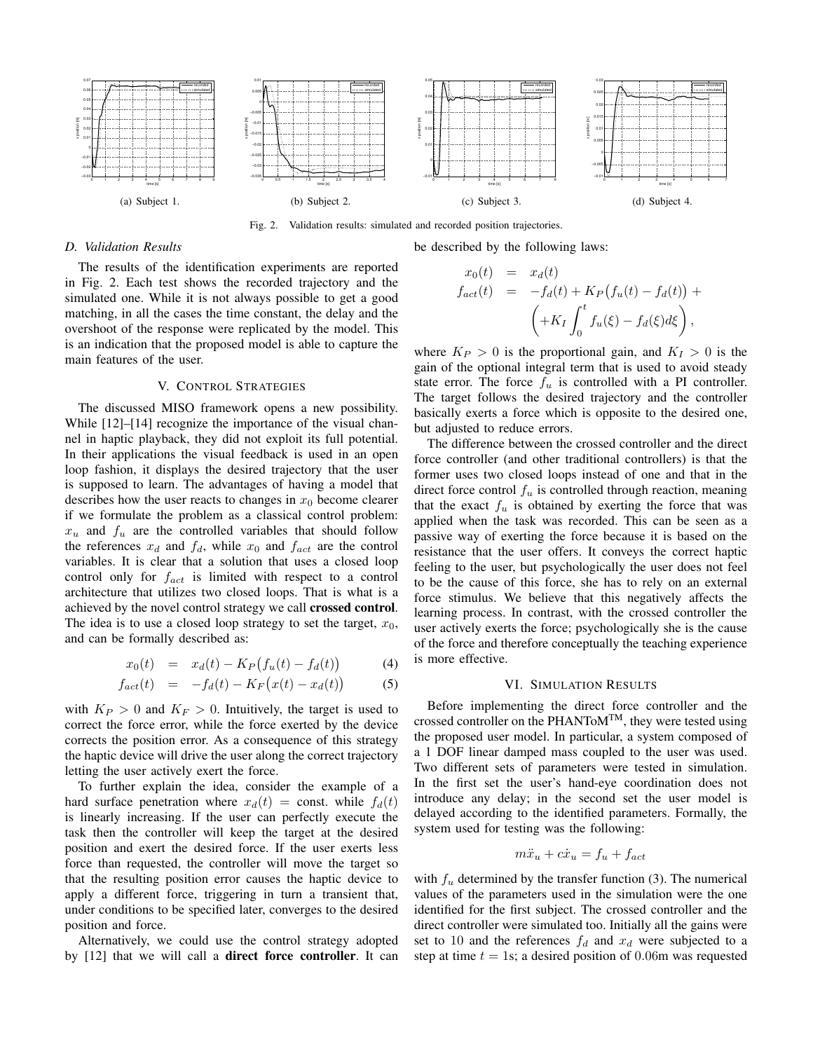(a) Subject 1.

(b) Subject 2.

(c) Subject 3.

(d) Subject 4.

Fig. 2. Validation results: simulated and recorded position trajectories.

### D. Validation Results

The results of the identification experiments are reported in Fig. 2. Each test shows the recorded trajectory and the simulated one. While it is not always possible to get a good matching, in all the cases the time constant, the delay and the overshoot of the response were replicated by the model. This is an indication that the proposed model is able to capture the main features of the user.

## V. Control Strategies

The discussed MISO framework opens a new possibility. While [12]–[14] recognize the importance of the visual channel in haptic playback, they did not exploit its full potential. In their applications the visual feedback is used in an open loop fashion, it displays the desired trajectory that the user is supposed to learn. The advantages of having a model that describes how the user reacts to changes in $x_0$ become clearer if we formulate the problem as a classical control problem: $x_u$ and $f_u$ are the controlled variables that should follow the references $x_d$ and $f_d$, while $x_0$ and $f_{act}$ are the control variables. It is clear that a solution that uses a closed loop control only for $f_{act}$ is limited with respect to a control architecture that utilizes two closed loops. That is what is achieved by the novel control strategy we call **crossed control**. The idea is to use a closed loop strategy to set the target, $x_0$, and can be formally described as:

$$x_0(t) = x_d(t) - K_P\big(f_u(t) - f_d(t)\big) \tag{4}$$

$$f_{act}(t) = -f_d(t) - K_F\big(x(t) - x_d(t)\big) \tag{5}$$

with $K_P > 0$ and $K_F > 0$. Intuitively, the target is used to correct the force error, while the force exerted by the device corrects the position error. As a consequence of this strategy the haptic device will drive the user along the correct trajectory letting the user actively exert the force.

To further explain the idea, consider the example of a hard surface penetration where $x_d(t) = \text{const.}$ while $f_d(t)$ is linearly increasing. If the user can perfectly execute the task then the controller will keep the target at the desired position and exert the desired force. If the user exerts less force than requested, the controller will move the target so that the resulting position error causes the haptic device to apply a different force, triggering in turn a transient that, under conditions to be specified later, converges to the desired position and force.

Alternatively, we could use the control strategy adopted by [12] that we will call a **direct force controller**. It can be described by the following laws:

$$\begin{aligned} x_0(t) &= x_d(t) \\ f_{act}(t) &= -f_d(t) + K_P\big(f_u(t) - f_d(t)\big) + \\ &\quad \left(+K_I \int_0^t f_u(\xi) - f_d(\xi) d\xi\right), \end{aligned}$$

where $K_P > 0$ is the proportional gain, and $K_I > 0$ is the gain of the optional integral term that is used to avoid steady state error. The force $f_u$ is controlled with a PI controller. The target follows the desired trajectory and the controller basically exerts a force which is opposite to the desired one, but adjusted to reduce errors.

The difference between the crossed controller and the direct force controller (and other traditional controllers) is that the former uses two closed loops instead of one and that in the direct force control $f_u$ is controlled through reaction, meaning that the exact $f_u$ is obtained by exerting the force that was applied when the task was recorded. This can be seen as a passive way of exerting the force because it is based on the resistance that the user offers. It conveys the correct haptic feeling to the user, but psychologically the user does not feel to be the cause of this force, she has to rely on an external force stimulus. We believe that this negatively affects the learning process. In contrast, with the crossed controller the user actively exerts the force; psychologically she is the cause of the force and therefore conceptually the teaching experience is more effective.

## VI. Simulation Results

Before implementing the direct force controller and the crossed controller on the PHANToM™, they were tested using the proposed user model. In particular, a system composed of a 1 DOF linear damped mass coupled to the user was used. Two different sets of parameters were tested in simulation. In the first set the user's hand-eye coordination does not introduce any delay; in the second set the user model is delayed according to the identified parameters. Formally, the system used for testing was the following:

$$m\ddot{x}_u + c\dot{x}_u = f_u + f_{act}$$

with $f_u$ determined by the transfer function (3). The numerical values of the parameters used in the simulation were the one identified for the first subject. The crossed controller and the direct controller were simulated too. Initially all the gains were set to 10 and the references $f_d$ and $x_d$ were subjected to a step at time $t = 1$s; a desired position of 0.06m was requested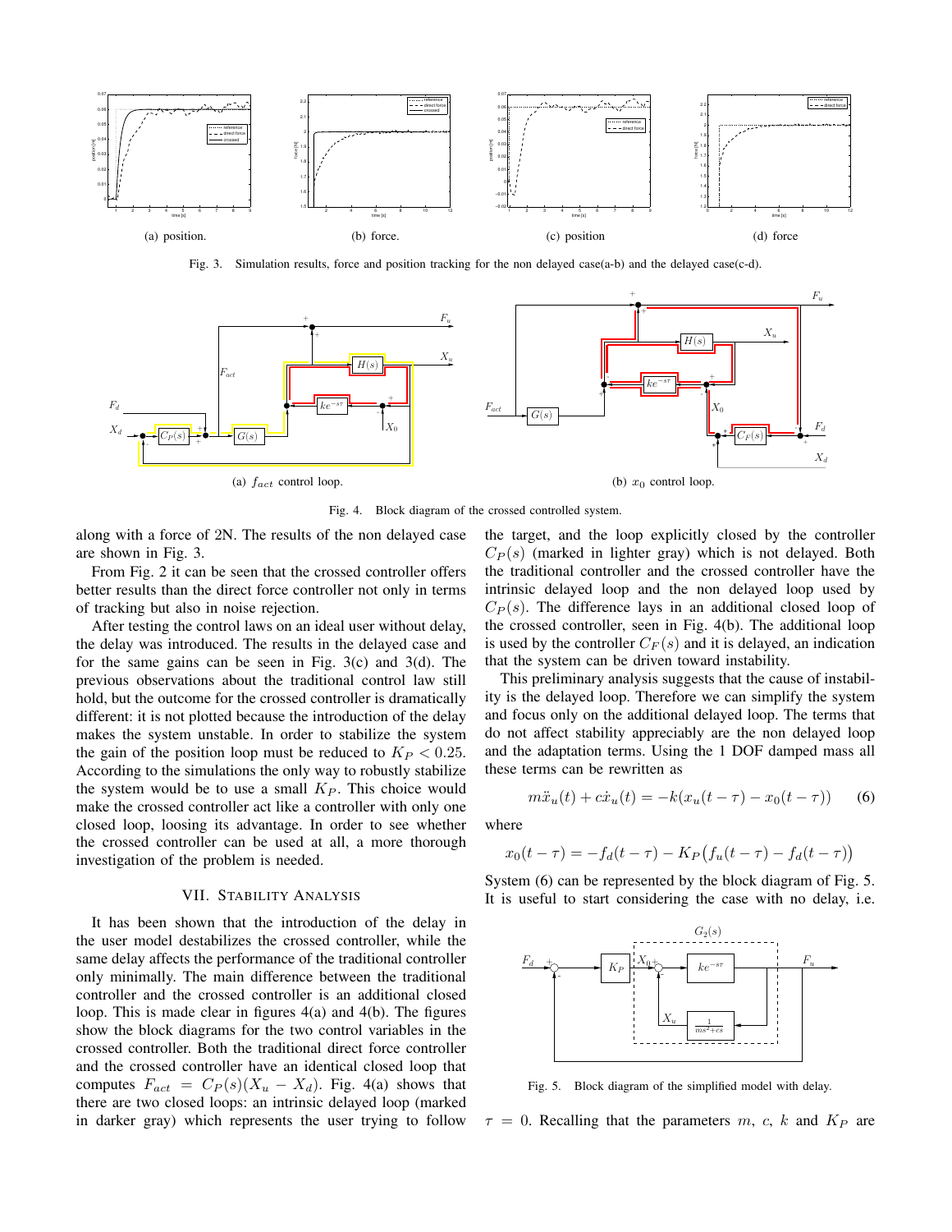(a) position.

(b) force.

(c) position

(d) force

Fig. 3. Simulation results, force and position tracking for the non delayed case(a-b) and the delayed case(c-d).

(a) $f_{act}$ control loop.

(b) $x_0$ control loop.

Fig. 4. Block diagram of the crossed controlled system.

along with a force of 2N. The results of the non delayed case are shown in Fig. 3.

From Fig. 2 it can be seen that the crossed controller offers better results than the direct force controller not only in terms of tracking but also in noise rejection.

After testing the control laws on an ideal user without delay, the delay was introduced. The results in the delayed case and for the same gains can be seen in Fig. 3(c) and 3(d). The previous observations about the traditional control law still hold, but the outcome for the crossed controller is dramatically different: it is not plotted because the introduction of the delay makes the system unstable. In order to stabilize the system the gain of the position loop must be reduced to $K_P < 0.25$. According to the simulations the only way to robustly stabilize the system would be to use a small $K_P$. This choice would make the crossed controller act like a controller with only one closed loop, loosing its advantage. In order to see whether the crossed controller can be used at all, a more thorough investigation of the problem is needed.

## VII. Stability Analysis

It has been shown that the introduction of the delay in the user model destabilizes the crossed controller, while the same delay affects the performance of the traditional controller only minimally. The main difference between the traditional controller and the crossed controller is an additional closed loop. This is made clear in figures 4(a) and 4(b). The figures show the block diagrams for the two control variables in the crossed controller. Both the traditional direct force controller and the crossed controller have an identical closed loop that computes $F_{act} = C_P(s)(X_u - X_d)$. Fig. 4(a) shows that there are two closed loops: an intrinsic delayed loop (marked in darker gray) which represents the user trying to follow the target, and the loop explicitly closed by the controller $C_P(s)$ (marked in lighter gray) which is not delayed. Both the traditional controller and the crossed controller have the intrinsic delayed loop and the non delayed loop used by $C_P(s)$. The difference lays in an additional closed loop of the crossed controller, seen in Fig. 4(b). The additional loop is used by the controller $C_F(s)$ and it is delayed, an indication that the system can be driven toward instability.

This preliminary analysis suggests that the cause of instability is the delayed loop. Therefore we can simplify the system and focus only on the additional delayed loop. The terms that do not affect stability appreciably are the non delayed loop and the adaptation terms. Using the 1 DOF damped mass all these terms can be rewritten as

$$m\ddot{x}_u(t) + c\dot{x}_u(t) = -k(x_u(t-\tau) - x_0(t-\tau)) \qquad (6)$$

where

$$x_0(t-\tau) = -f_d(t-\tau) - K_P\big(f_u(t-\tau) - f_d(t-\tau)\big)$$

System (6) can be represented by the block diagram of Fig. 5. It is useful to start considering the case with no delay, i.e. $\tau = 0$. Recalling that the parameters $m$, $c$, $k$ and $K_P$ are

Fig. 5. Block diagram of the simplified model with delay.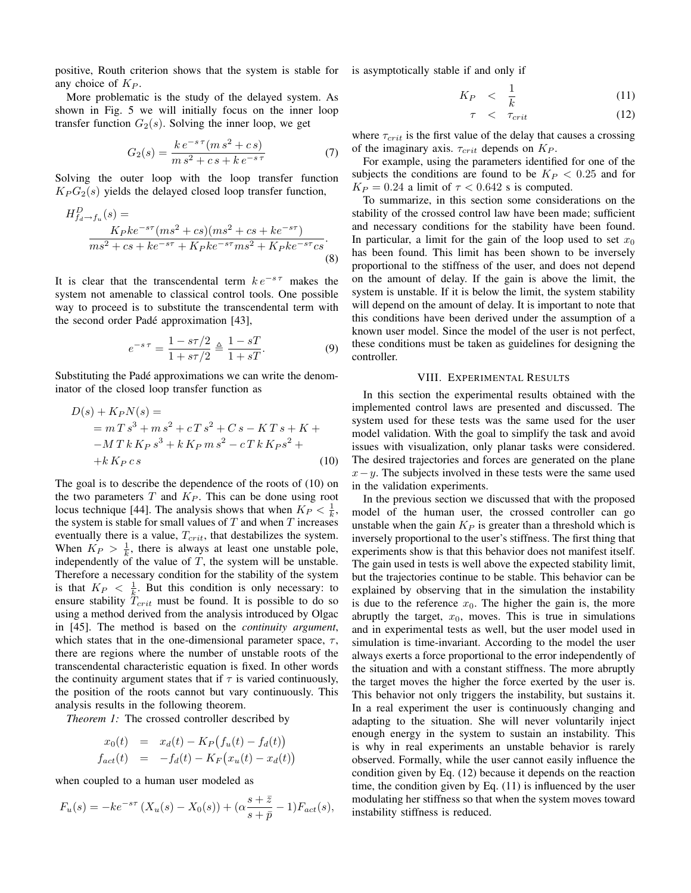positive, Routh criterion shows that the system is stable for any choice of $K_P$.

More problematic is the study of the delayed system. As shown in Fig. 5 we will initially focus on the inner loop transfer function $G_2(s)$. Solving the inner loop, we get

$$G_2(s) = \frac{k\,e^{-s\,\tau}(m\,s^2 + c\,s)}{m\,s^2 + c\,s + k\,e^{-s\,\tau}} \tag{7}$$

Solving the outer loop with the loop transfer function $K_P G_2(s)$ yields the delayed closed loop transfer function,

$$H^D_{f_d \to f_u}(s) = \frac{K_P k e^{-s\tau}(ms^2 + cs)(ms^2 + cs + ke^{-s\tau})}{ms^2 + cs + ke^{-s\tau} + K_P k e^{-s\tau} ms^2 + K_P k e^{-s\tau} cs}. \tag{8}$$

It is clear that the transcendental term $k\,e^{-s\,\tau}$ makes the system not amenable to classical control tools. One possible way to proceed is to substitute the transcendental term with the second order Padé approximation [43],

$$e^{-s\,\tau} = \frac{1 - s\tau/2}{1 + s\tau/2} \triangleq \frac{1 - sT}{1 + sT}. \tag{9}$$

Substituting the Padé approximations we can write the denominator of the closed loop transfer function as

$$\begin{aligned}
D(s) + K_P N(s) = \\
&= m\,T\,s^3 + m\,s^2 + c\,T\,s^2 + C\,s - K\,T\,s + K + \\
&-M\,T\,k\,K_P\,s^3 + k\,K_P\,m\,s^2 - c\,T\,k\,K_P s^2 + \\
&+k\,K_P\,c\,s
\end{aligned} \tag{10}$$

The goal is to describe the dependence of the roots of (10) on the two parameters $T$ and $K_P$. This can be done using root locus technique [44]. The analysis shows that when $K_P < \frac{1}{k}$, the system is stable for small values of $T$ and when $T$ increases eventually there is a value, $T_{crit}$, that destabilizes the system. When $K_P > \frac{1}{k}$, there is always at least one unstable pole, independently of the value of $T$, the system will be unstable. Therefore a necessary condition for the stability of the system is that $K_P < \frac{1}{k}$. But this condition is only necessary: to ensure stability $T_{crit}$ must be found. It is possible to do so using a method derived from the analysis introduced by Olgac in [45]. The method is based on the *continuity argument*, which states that in the one-dimensional parameter space, $\tau$, there are regions where the number of unstable roots of the transcendental characteristic equation is fixed. In other words the continuity argument states that if $\tau$ is varied continuously, the position of the roots cannot but vary continuously. This analysis results in the following theorem.

*Theorem 1:* The crossed controller described by

$$\begin{aligned}
x_0(t) &= x_d(t) - K_P\big(f_u(t) - f_d(t)\big) \\
f_{act}(t) &= -f_d(t) - K_F\big(x_u(t) - x_d(t)\big)
\end{aligned}$$

when coupled to a human user modeled as

$$F_u(s) = -ke^{-s\tau}\,(X_u(s) - X_0(s)) + (\alpha\frac{s + \bar{z}}{s + \bar{p}} - 1)F_{act}(s),$$

is asymptotically stable if and only if

$$\begin{aligned}
K_P &< \frac{1}{k} &\quad (11)\\
\tau &< \tau_{crit} &\quad (12)
\end{aligned}$$

where $\tau_{crit}$ is the first value of the delay that causes a crossing of the imaginary axis. $\tau_{crit}$ depends on $K_P$.

For example, using the parameters identified for one of the subjects the conditions are found to be $K_P < 0.25$ and for $K_P = 0.24$ a limit of $\tau < 0.642$ s is computed.

To summarize, in this section some considerations on the stability of the crossed control law have been made; sufficient and necessary conditions for the stability have been found. In particular, a limit for the gain of the loop used to set $x_0$ has been found. This limit has been shown to be inversely proportional to the stiffness of the user, and does not depend on the amount of delay. If the gain is above the limit, the system is unstable. If it is below the limit, the system stability will depend on the amount of delay. It is important to note that this conditions have been derived under the assumption of a known user model. Since the model of the user is not perfect, these conditions must be taken as guidelines for designing the controller.

## VIII. Experimental Results

In this section the experimental results obtained with the implemented control laws are presented and discussed. The system used for these tests was the same used for the user model validation. With the goal to simplify the task and avoid issues with visualization, only planar tasks were considered. The desired trajectories and forces are generated on the plane $x - y$. The subjects involved in these tests were the same used in the validation experiments.

In the previous section we discussed that with the proposed model of the human user, the crossed controller can go unstable when the gain $K_P$ is greater than a threshold which is inversely proportional to the user's stiffness. The first thing that experiments show is that this behavior does not manifest itself. The gain used in tests is well above the expected stability limit, but the trajectories continue to be stable. This behavior can be explained by observing that in the simulation the instability is due to the reference $x_0$. The higher the gain is, the more abruptly the target, $x_0$, moves. This is true in simulations and in experimental tests as well, but the user model used in simulation is time-invariant. According to the model the user always exerts a force proportional to the error independently of the situation and with a constant stiffness. The more abruptly the target moves the higher the force exerted by the user is. This behavior not only triggers the instability, but sustains it. In a real experiment the user is continuously changing and adapting to the situation. She will never voluntarily inject enough energy in the system to sustain an instability. This is why in real experiments an unstable behavior is rarely observed. Formally, while the user cannot easily influence the condition given by Eq. (12) because it depends on the reaction time, the condition given by Eq. (11) is influenced by the user modulating her stiffness so that when the system moves toward instability stiffness is reduced.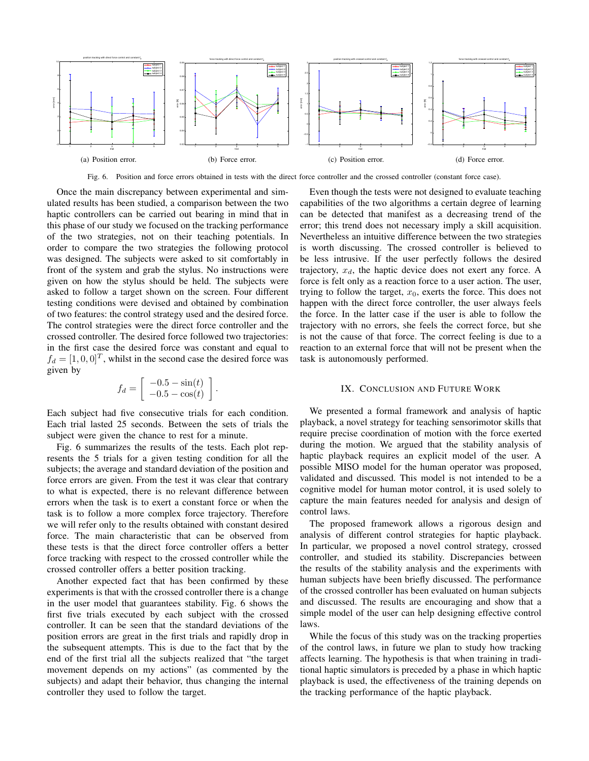(a) Position error.

(b) Force error.

(c) Position error.

(d) Force error.

Fig. 6. Position and force errors obtained in tests with the direct force controller and the crossed controller (constant force case).

Once the main discrepancy between experimental and simulated results has been studied, a comparison between the two haptic controllers can be carried out bearing in mind that in this phase of our study we focused on the tracking performance of the two strategies, not on their teaching potentials. In order to compare the two strategies the following protocol was designed. The subjects were asked to sit comfortably in front of the system and grab the stylus. No instructions were given on how the stylus should be held. The subjects were asked to follow a target shown on the screen. Four different testing conditions were devised and obtained by combination of two features: the control strategy used and the desired force. The control strategies were the direct force controller and the crossed controller. The desired force followed two trajectories: in the first case the desired force was constant and equal to $f_d = [1, 0, 0]^T$, whilst in the second case the desired force was given by

$$f_d = \left[ \begin{array}{c} -0.5 - \sin(t) \\ -0.5 - \cos(t) \end{array} \right].$$

Each subject had five consecutive trials for each condition. Each trial lasted 25 seconds. Between the sets of trials the subject were given the chance to rest for a minute.

Fig. 6 summarizes the results of the tests. Each plot represents the 5 trials for a given testing condition for all the subjects; the average and standard deviation of the position and force errors are given. From the test it was clear that contrary to what is expected, there is no relevant difference between errors when the task is to exert a constant force or when the task is to follow a more complex force trajectory. Therefore we will refer only to the results obtained with constant desired force. The main characteristic that can be observed from these tests is that the direct force controller offers a better force tracking with respect to the crossed controller while the crossed controller offers a better position tracking.

Another expected fact that has been confirmed by these experiments is that with the crossed controller there is a change in the user model that guarantees stability. Fig. 6 shows the first five trials executed by each subject with the crossed controller. It can be seen that the standard deviations of the position errors are great in the first trials and rapidly drop in the subsequent attempts. This is due to the fact that by the end of the first trial all the subjects realized that "the target movement depends on my actions" (as commented by the subjects) and adapt their behavior, thus changing the internal controller they used to follow the target.

Even though the tests were not designed to evaluate teaching capabilities of the two algorithms a certain degree of learning can be detected that manifest as a decreasing trend of the error; this trend does not necessary imply a skill acquisition. Nevertheless an intuitive difference between the two strategies is worth discussing. The crossed controller is believed to be less intrusive. If the user perfectly follows the desired trajectory, $x_d$, the haptic device does not exert any force. A force is felt only as a reaction force to a user action. The user, trying to follow the target, $x_0$, exerts the force. This does not happen with the direct force controller, the user always feels the force. In the latter case if the user is able to follow the trajectory with no errors, she feels the correct force, but she is not the cause of that force. The correct feeling is due to a reaction to an external force that will not be present when the task is autonomously performed.

## IX. Conclusion and Future Work

We presented a formal framework and analysis of haptic playback, a novel strategy for teaching sensorimotor skills that require precise coordination of motion with the force exerted during the motion. We argued that the stability analysis of haptic playback requires an explicit model of the user. A possible MISO model for the human operator was proposed, validated and discussed. This model is not intended to be a cognitive model for human motor control, it is used solely to capture the main features needed for analysis and design of control laws.

The proposed framework allows a rigorous design and analysis of different control strategies for haptic playback. In particular, we proposed a novel control strategy, crossed controller, and studied its stability. Discrepancies between the results of the stability analysis and the experiments with human subjects have been briefly discussed. The performance of the crossed controller has been evaluated on human subjects and discussed. The results are encouraging and show that a simple model of the user can help designing effective control laws.

While the focus of this study was on the tracking properties of the control laws, in future we plan to study how tracking affects learning. The hypothesis is that when training in traditional haptic simulators is preceded by a phase in which haptic playback is used, the effectiveness of the training depends on the tracking performance of the haptic playback.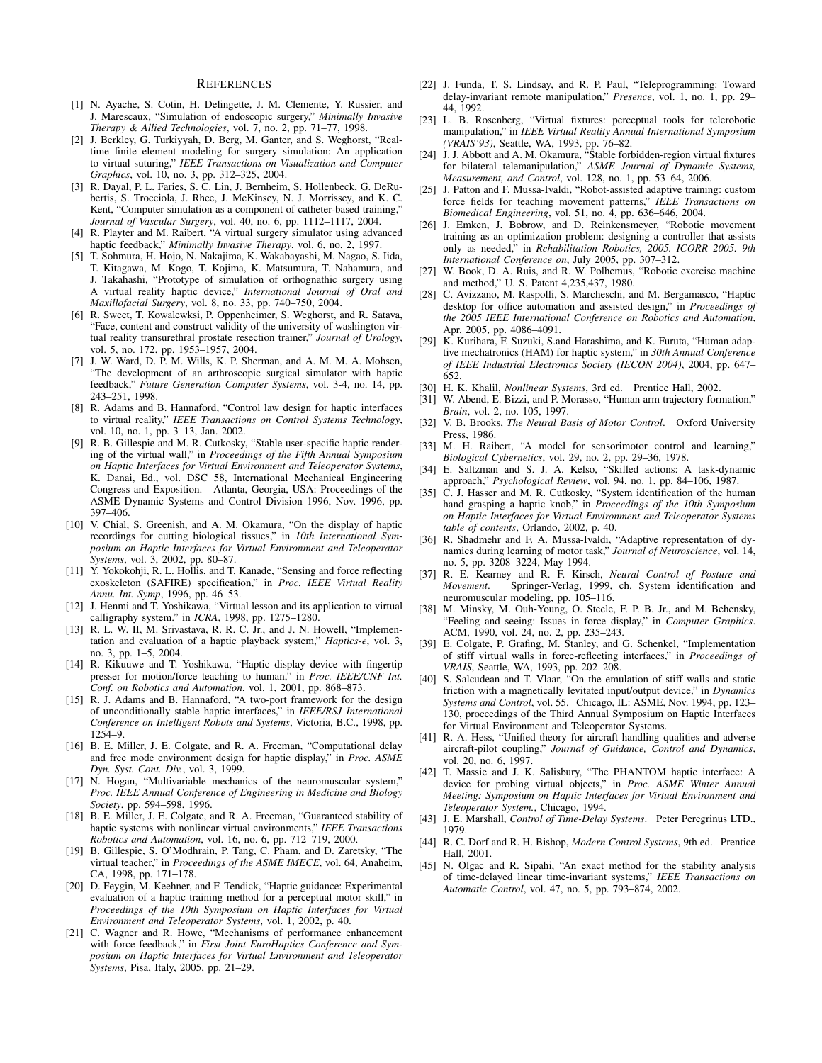## REFERENCES

[1] N. Ayache, S. Cotin, H. Delingette, J. M. Clemente, Y. Russier, and J. Marescaux, "Simulation of endoscopic surgery," *Minimally Invasive Therapy & Allied Technologies*, vol. 7, no. 2, pp. 71–77, 1998.

[2] J. Berkley, G. Turkiyyah, D. Berg, M. Ganter, and S. Weghorst, "Real-time finite element modeling for surgery simulation: An application to virtual suturing," *IEEE Transactions on Visualization and Computer Graphics*, vol. 10, no. 3, pp. 312–325, 2004.

[3] R. Dayal, P. L. Faries, S. C. Lin, J. Bernheim, S. Hollenbeck, G. DeRubertis, S. Trocciola, J. Rhee, J. McKinsey, N. J. Morrissey, and K. C. Kent, "Computer simulation as a component of catheter-based training," *Journal of Vascular Surgery*, vol. 40, no. 6, pp. 1112–1117, 2004.

[4] R. Playter and M. Raibert, "A virtual surgery simulator using advanced haptic feedback," *Minimally Invasive Therapy*, vol. 6, no. 2, 1997.

[5] T. Sohmura, H. Hojo, N. Nakajima, K. Wakabayashi, M. Nagao, S. Iida, T. Kitagawa, M. Kogo, T. Kojima, K. Matsumura, T. Nahamura, and J. Takahashi, "Prototype of simulation of orthognathic surgery using A virtual reality haptic device," *International Journal of Oral and Maxillofacial Surgery*, vol. 8, no. 33, pp. 740–750, 2004.

[6] R. Sweet, T. Kowalewksi, P. Oppenheimer, S. Weghorst, and R. Satava, "Face, content and construct validity of the university of washington virtual reality transurethral prostate resection trainer," *Journal of Urology*, vol. 5, no. 172, pp. 1953–1957, 2004.

[7] J. W. Ward, D. P. M. Wills, K. P. Sherman, and A. M. M. A. Mohsen, "The development of an arthroscopic surgical simulator with haptic feedback," *Future Generation Computer Systems*, vol. 3-4, no. 14, pp. 243–251, 1998.

[8] R. Adams and B. Hannaford, "Control law design for haptic interfaces to virtual reality," *IEEE Transactions on Control Systems Technology*, vol. 10, no. 1, pp. 3–13, Jan. 2002.

[9] R. B. Gillespie and M. R. Cutkosky, "Stable user-specific haptic rendering of the virtual wall," in *Proceedings of the Fifth Annual Symposium on Haptic Interfaces for Virtual Environment and Teleoperator Systems*, K. Danai, Ed., vol. DSC 58, International Mechanical Engineering Congress and Exposition. Atlanta, Georgia, USA: Proceedings of the ASME Dynamic Systems and Control Division 1996, Nov. 1996, pp. 397–406.

[10] V. Chial, S. Greenish, and A. M. Okamura, "On the display of haptic recordings for cutting biological tissues," in *10th International Symposium on Haptic Interfaces for Virtual Environment and Teleoperator Systems*, vol. 3, 2002, pp. 80–87.

[11] Y. Yokokohji, R. L. Hollis, and T. Kanade, "Sensing and force reflecting exoskeleton (SAFIRE) specification," in *Proc. IEEE Virtual Reality Annu. Int. Symp*, 1996, pp. 46–53.

[12] J. Henmi and T. Yoshikawa, "Virtual lesson and its application to virtual calligraphy system." in *ICRA*, 1998, pp. 1275–1280.

[13] R. L. W. II, M. Srivastava, R. R. C. Jr., and J. N. Howell, "Implementation and evaluation of a haptic playback system," *Haptics-e*, vol. 3, no. 3, pp. 1–5, 2004.

[14] R. Kikuuwe and T. Yoshikawa, "Haptic display device with fingertip presser for motion/force teaching to human," in *Proc. IEEE/CNF Int. Conf. on Robotics and Automation*, vol. 1, 2001, pp. 868–873.

[15] R. J. Adams and B. Hannaford, "A two-port framework for the design of unconditionally stable haptic interfaces," in *IEEE/RSJ International Conference on Intelligent Robots and Systems*, Victoria, B.C., 1998, pp. 1254–9.

[16] B. E. Miller, J. E. Colgate, and R. A. Freeman, "Computational delay and free mode environment design for haptic display," in *Proc. ASME Dyn. Syst. Cont. Div.*, vol. 3, 1999.

[17] N. Hogan, "Multivariable mechanics of the neuromuscular system," *Proc. IEEE Annual Conference of Engineering in Medicine and Biology Society*, pp. 594–598, 1996.

[18] B. E. Miller, J. E. Colgate, and R. A. Freeman, "Guaranteed stability of haptic systems with nonlinear virtual environments," *IEEE Transactions Robotics and Automation*, vol. 16, no. 6, pp. 712–719, 2000.

[19] B. Gillespie, S. O'Modhrain, P. Tang, C. Pham, and D. Zaretsky, "The virtual teacher," in *Proceedings of the ASME IMECE*, vol. 64, Anaheim, CA, 1998, pp. 171–178.

[20] D. Feygin, M. Keehner, and F. Tendick, "Haptic guidance: Experimental evaluation of a haptic training method for a perceptual motor skill," in *Proceedings of the 10th Symposium on Haptic Interfaces for Virtual Environment and Teleoperator Systems*, vol. 1, 2002, p. 40.

[21] C. Wagner and R. Howe, "Mechanisms of performance enhancement with force feedback," in *First Joint EuroHaptics Conference and Symposium on Haptic Interfaces for Virtual Environment and Teleoperator Systems*, Pisa, Italy, 2005, pp. 21–29.

[22] J. Funda, T. S. Lindsay, and R. P. Paul, "Teleprogramming: Toward delay-invariant remote manipulation," *Presence*, vol. 1, no. 1, pp. 29–44, 1992.

[23] L. B. Rosenberg, "Virtual fixtures: perceptual tools for telerobotic manipulation," in *IEEE Virtual Reality Annual International Symposium (VRAIS'93)*, Seattle, WA, 1993, pp. 76–82.

[24] J. J. Abbott and A. M. Okamura, "Stable forbidden-region virtual fixtures for bilateral telemanipulation," *ASME Journal of Dynamic Systems, Measurement, and Control*, vol. 128, no. 1, pp. 53–64, 2006.

[25] J. Patton and F. Mussa-Ivaldi, "Robot-assisted adaptive training: custom force fields for teaching movement patterns," *IEEE Transactions on Biomedical Engineering*, vol. 51, no. 4, pp. 636–646, 2004.

[26] J. Emken, J. Bobrow, and D. Reinkensmeyer, "Robotic movement training as an optimization problem: designing a controller that assists only as needed," in *Rehabilitation Robotics, 2005. ICORR 2005. 9th International Conference on*, July 2005, pp. 307–312.

[27] W. Book, D. A. Ruis, and R. W. Polhemus, "Robotic exercise machine and method," U. S. Patent 4,235,437, 1980.

[28] C. Avizzano, M. Raspolli, S. Marcheschi, and M. Bergamasco, "Haptic desktop for office automation and assisted design," in *Proceedings of the 2005 IEEE International Conference on Robotics and Automation*, Apr. 2005, pp. 4086–4091.

[29] K. Kurihara, F. Suzuki, S.and Harashima, and K. Furuta, "Human adaptive mechatronics (HAM) for haptic system," in *30th Annual Conference of IEEE Industrial Electronics Society (IECON 2004)*, 2004, pp. 647–652.

[30] H. K. Khalil, *Nonlinear Systems*, 3rd ed. Prentice Hall, 2002.

[31] W. Abend, E. Bizzi, and P. Morasso, "Human arm trajectory formation," *Brain*, vol. 2, no. 105, 1997.

[32] V. B. Brooks, *The Neural Basis of Motor Control*. Oxford University Press, 1986.

[33] M. H. Raibert, "A model for sensorimotor control and learning," *Biological Cybernetics*, vol. 29, no. 2, pp. 29–36, 1978.

[34] E. Saltzman and S. J. A. Kelso, "Skilled actions: A task-dynamic approach," *Psychological Review*, vol. 94, no. 1, pp. 84–106, 1987.

[35] C. J. Hasser and M. R. Cutkosky, "System identification of the human hand grasping a haptic knob," in *Proceedings of the 10th Symposium on Haptic Interfaces for Virtual Environment and Teleoperator Systems table of contents*, Orlando, 2002, p. 40.

[36] R. Shadmehr and F. A. Mussa-Ivaldi, "Adaptive representation of dynamics during learning of motor task," *Journal of Neuroscience*, vol. 14, no. 5, pp. 3208–3224, May 1994.

[37] R. E. Kearney and R. F. Kirsch, *Neural Control of Posture and Movement*. Springer-Verlag, 1999, ch. System identification and neuromuscular modeling, pp. 105–116.

[38] M. Minsky, M. Ouh-Young, O. Steele, F. P. B. Jr., and M. Behensky, "Feeling and seeing: Issues in force display," in *Computer Graphics*. ACM, 1990, vol. 24, no. 2, pp. 235–243.

[39] E. Colgate, P. Grafing, M. Stanley, and G. Schenkel, "Implementation of stiff virtual walls in force-reflecting interfaces," in *Proceedings of VRAIS*, Seattle, WA, 1993, pp. 202–208.

[40] S. Salcudean and T. Vlaar, "On the emulation of stiff walls and static friction with a magnetically levitated input/output device," in *Dynamics Systems and Control*, vol. 55. Chicago, IL: ASME, Nov. 1994, pp. 123–130, proceedings of the Third Annual Symposium on Haptic Interfaces for Virtual Environment and Teleoperator Systems.

[41] R. A. Hess, "Unified theory for aircraft handling qualities and adverse aircraft-pilot coupling," *Journal of Guidance, Control and Dynamics*, vol. 20, no. 6, 1997.

[42] T. Massie and J. K. Salisbury, "The PHANTOM haptic interface: A device for probing virtual objects," in *Proc. ASME Winter Annual Meeting: Symposium on Haptic Interfaces for Virtual Environment and Teleoperator System.*, Chicago, 1994.

[43] J. E. Marshall, *Control of Time-Delay Systems*. Peter Peregrinus LTD., 1979.

[44] R. C. Dorf and R. H. Bishop, *Modern Control Systems*, 9th ed. Prentice Hall, 2001.

[45] N. Olgac and R. Sipahi, "An exact method for the stability analysis of time-delayed linear time-invariant systems," *IEEE Transactions on Automatic Control*, vol. 47, no. 5, pp. 793–874, 2002.